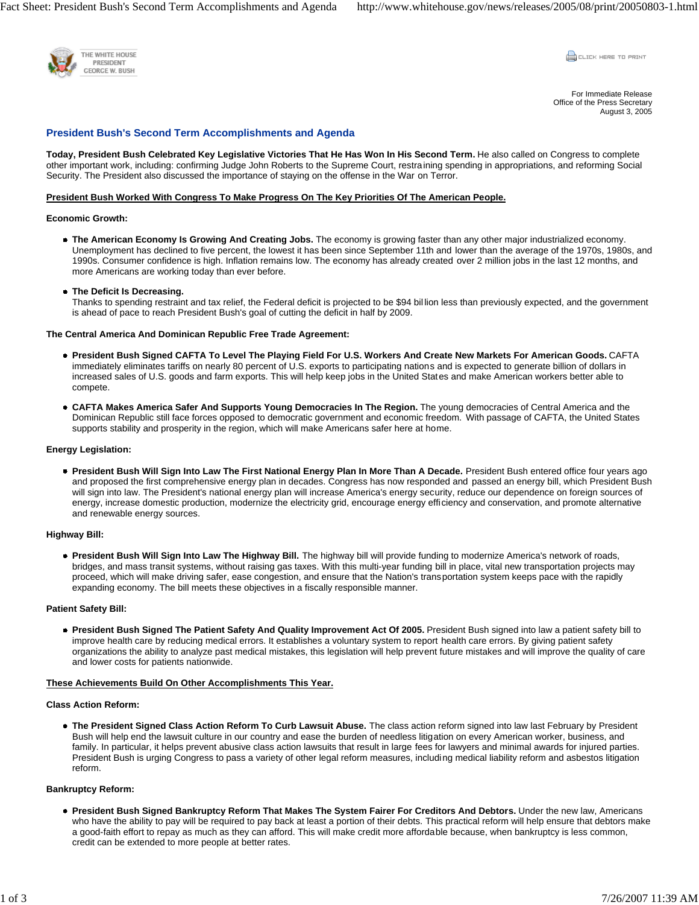THE WHITE HOUSE
PRESIDENT
GEORGE W. BUSH

For Immediate Release
Office of the Press Secretary
August 3, 2005

## President Bush's Second Term Accomplishments and Agenda

**Today, President Bush Celebrated Key Legislative Victories That He Has Won In His Second Term.** He also called on Congress to complete other important work, including: confirming Judge John Roberts to the Supreme Court, restraining spending in appropriations, and reforming Social Security. The President also discussed the importance of staying on the offense in the War on Terror.

**President Bush Worked With Congress To Make Progress On The Key Priorities Of The American People.**

**Economic Growth:**

- **The American Economy Is Growing And Creating Jobs.** The economy is growing faster than any other major industrialized economy. Unemployment has declined to five percent, the lowest it has been since September 11th and lower than the average of the 1970s, 1980s, and 1990s. Consumer confidence is high. Inflation remains low. The economy has already created over 2 million jobs in the last 12 months, and more Americans are working today than ever before.

- **The Deficit Is Decreasing.**
  Thanks to spending restraint and tax relief, the Federal deficit is projected to be $94 billion less than previously expected, and the government is ahead of pace to reach President Bush's goal of cutting the deficit in half by 2009.

**The Central America And Dominican Republic Free Trade Agreement:**

- **President Bush Signed CAFTA To Level The Playing Field For U.S. Workers And Create New Markets For American Goods.** CAFTA immediately eliminates tariffs on nearly 80 percent of U.S. exports to participating nations and is expected to generate billion of dollars in increased sales of U.S. goods and farm exports. This will help keep jobs in the United States and make American workers better able to compete.

- **CAFTA Makes America Safer And Supports Young Democracies In The Region.** The young democracies of Central America and the Dominican Republic still face forces opposed to democratic government and economic freedom. With passage of CAFTA, the United States supports stability and prosperity in the region, which will make Americans safer here at home.

**Energy Legislation:**

- **President Bush Will Sign Into Law The First National Energy Plan In More Than A Decade.** President Bush entered office four years ago and proposed the first comprehensive energy plan in decades. Congress has now responded and passed an energy bill, which President Bush will sign into law. The President's national energy plan will increase America's energy security, reduce our dependence on foreign sources of energy, increase domestic production, modernize the electricity grid, encourage energy efficiency and conservation, and promote alternative and renewable energy sources.

**Highway Bill:**

- **President Bush Will Sign Into Law The Highway Bill.** The highway bill will provide funding to modernize America's network of roads, bridges, and mass transit systems, without raising gas taxes. With this multi-year funding bill in place, vital new transportation projects may proceed, which will make driving safer, ease congestion, and ensure that the Nation's transportation system keeps pace with the rapidly expanding economy. The bill meets these objectives in a fiscally responsible manner.

**Patient Safety Bill:**

- **President Bush Signed The Patient Safety And Quality Improvement Act Of 2005.** President Bush signed into law a patient safety bill to improve health care by reducing medical errors. It establishes a voluntary system to report health care errors. By giving patient safety organizations the ability to analyze past medical mistakes, this legislation will help prevent future mistakes and will improve the quality of care and lower costs for patients nationwide.

**These Achievements Build On Other Accomplishments This Year.**

**Class Action Reform:**

- **The President Signed Class Action Reform To Curb Lawsuit Abuse.** The class action reform signed into law last February by President Bush will help end the lawsuit culture in our country and ease the burden of needless litigation on every American worker, business, and family. In particular, it helps prevent abusive class action lawsuits that result in large fees for lawyers and minimal awards for injured parties. President Bush is urging Congress to pass a variety of other legal reform measures, including medical liability reform and asbestos litigation reform.

**Bankruptcy Reform:**

- **President Bush Signed Bankruptcy Reform That Makes The System Fairer For Creditors And Debtors.** Under the new law, Americans who have the ability to pay will be required to pay back at least a portion of their debts. This practical reform will help ensure that debtors make a good-faith effort to repay as much as they can afford. This will make credit more affordable because, when bankruptcy is less common, credit can be extended to more people at better rates.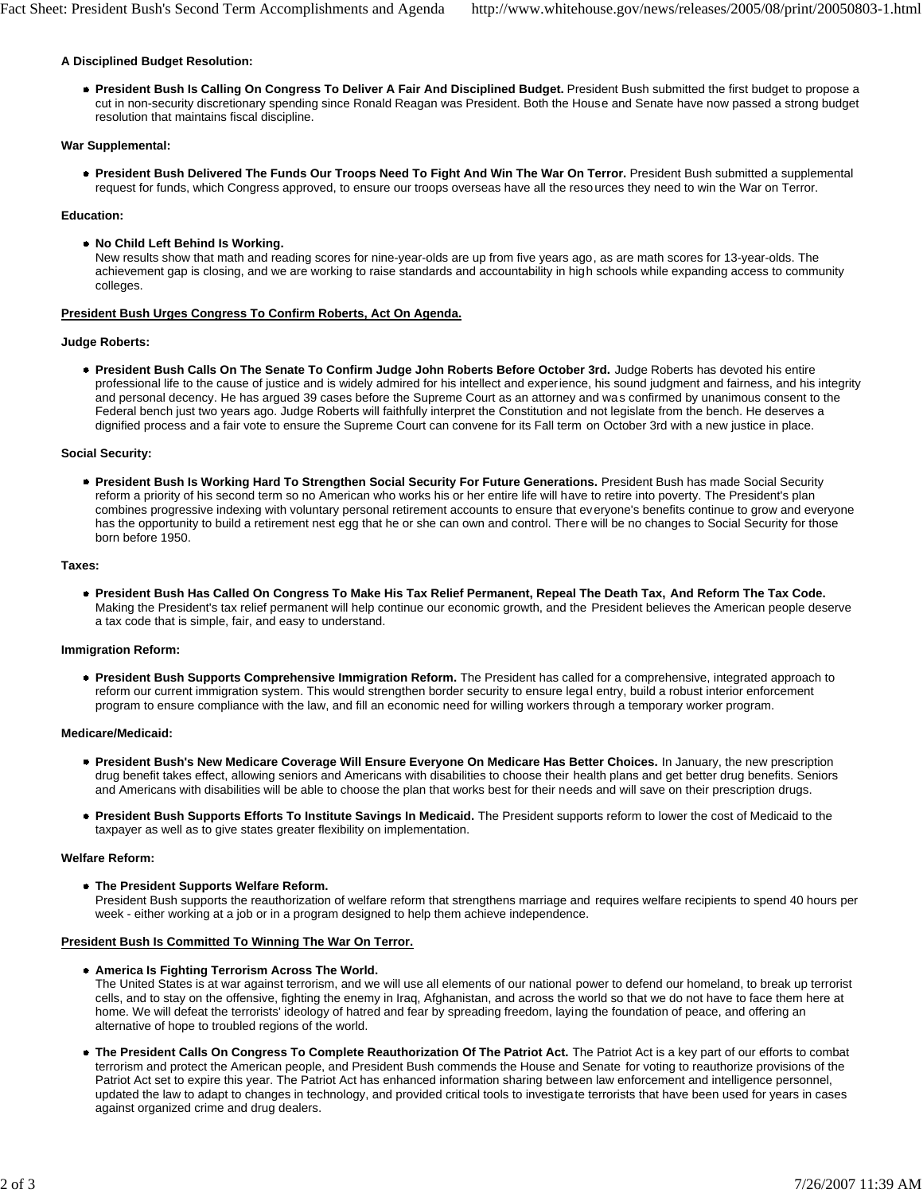**A Disciplined Budget Resolution:**

- **President Bush Is Calling On Congress To Deliver A Fair And Disciplined Budget.** President Bush submitted the first budget to propose a cut in non-security discretionary spending since Ronald Reagan was President. Both the House and Senate have now passed a strong budget resolution that maintains fiscal discipline.

**War Supplemental:**

- **President Bush Delivered The Funds Our Troops Need To Fight And Win The War On Terror.** President Bush submitted a supplemental request for funds, which Congress approved, to ensure our troops overseas have all the resources they need to win the War on Terror.

**Education:**

- **No Child Left Behind Is Working.**
  New results show that math and reading scores for nine-year-olds are up from five years ago, as are math scores for 13-year-olds. The achievement gap is closing, and we are working to raise standards and accountability in high schools while expanding access to community colleges.

**President Bush Urges Congress To Confirm Roberts, Act On Agenda.**

**Judge Roberts:**

- **President Bush Calls On The Senate To Confirm Judge John Roberts Before October 3rd.** Judge Roberts has devoted his entire professional life to the cause of justice and is widely admired for his intellect and experience, his sound judgment and fairness, and his integrity and personal decency. He has argued 39 cases before the Supreme Court as an attorney and was confirmed by unanimous consent to the Federal bench just two years ago. Judge Roberts will faithfully interpret the Constitution and not legislate from the bench. He deserves a dignified process and a fair vote to ensure the Supreme Court can convene for its Fall term on October 3rd with a new justice in place.

**Social Security:**

- **President Bush Is Working Hard To Strengthen Social Security For Future Generations.** President Bush has made Social Security reform a priority of his second term so no American who works his or her entire life will have to retire into poverty. The President's plan combines progressive indexing with voluntary personal retirement accounts to ensure that everyone's benefits continue to grow and everyone has the opportunity to build a retirement nest egg that he or she can own and control. There will be no changes to Social Security for those born before 1950.

**Taxes:**

- **President Bush Has Called On Congress To Make His Tax Relief Permanent, Repeal The Death Tax, And Reform The Tax Code.** Making the President's tax relief permanent will help continue our economic growth, and the President believes the American people deserve a tax code that is simple, fair, and easy to understand.

**Immigration Reform:**

- **President Bush Supports Comprehensive Immigration Reform.** The President has called for a comprehensive, integrated approach to reform our current immigration system. This would strengthen border security to ensure legal entry, build a robust interior enforcement program to ensure compliance with the law, and fill an economic need for willing workers through a temporary worker program.

**Medicare/Medicaid:**

- **President Bush's New Medicare Coverage Will Ensure Everyone On Medicare Has Better Choices.** In January, the new prescription drug benefit takes effect, allowing seniors and Americans with disabilities to choose their health plans and get better drug benefits. Seniors and Americans with disabilities will be able to choose the plan that works best for their needs and will save on their prescription drugs.
- **President Bush Supports Efforts To Institute Savings In Medicaid.** The President supports reform to lower the cost of Medicaid to the taxpayer as well as to give states greater flexibility on implementation.

**Welfare Reform:**

- **The President Supports Welfare Reform.**
  President Bush supports the reauthorization of welfare reform that strengthens marriage and requires welfare recipients to spend 40 hours per week - either working at a job or in a program designed to help them achieve independence.

**President Bush Is Committed To Winning The War On Terror.**

- **America Is Fighting Terrorism Across The World.**
  The United States is at war against terrorism, and we will use all elements of our national power to defend our homeland, to break up terrorist cells, and to stay on the offensive, fighting the enemy in Iraq, Afghanistan, and across the world so that we do not have to face them here at home. We will defeat the terrorists' ideology of hatred and fear by spreading freedom, laying the foundation of peace, and offering an alternative of hope to troubled regions of the world.
- **The President Calls On Congress To Complete Reauthorization Of The Patriot Act.** The Patriot Act is a key part of our efforts to combat terrorism and protect the American people, and President Bush commends the House and Senate for voting to reauthorize provisions of the Patriot Act set to expire this year. The Patriot Act has enhanced information sharing between law enforcement and intelligence personnel, updated the law to adapt to changes in technology, and provided critical tools to investigate terrorists that have been used for years in cases against organized crime and drug dealers.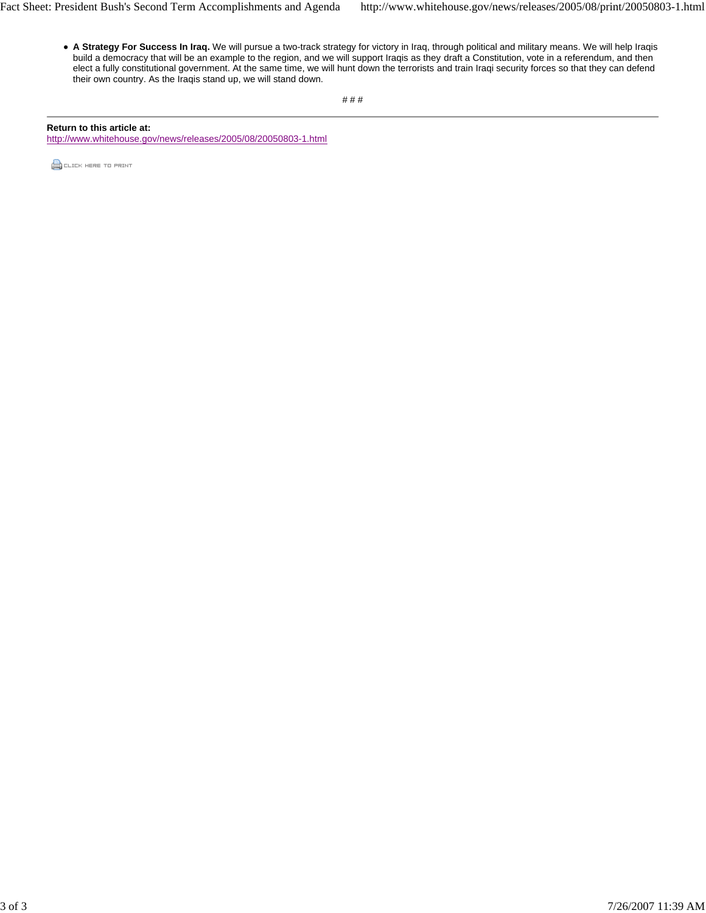- **A Strategy For Success In Iraq.** We will pursue a two-track strategy for victory in Iraq, through political and military means. We will help Iraqis build a democracy that will be an example to the region, and we will support Iraqis as they draft a Constitution, vote in a referendum, and then elect a fully constitutional government. At the same time, we will hunt down the terrorists and train Iraqi security forces so that they can defend their own country. As the Iraqis stand up, we will stand down.

# # #

---

**Return to this article at:**
http://www.whitehouse.gov/news/releases/2005/08/20050803-1.html

CLICK HERE TO PRINT